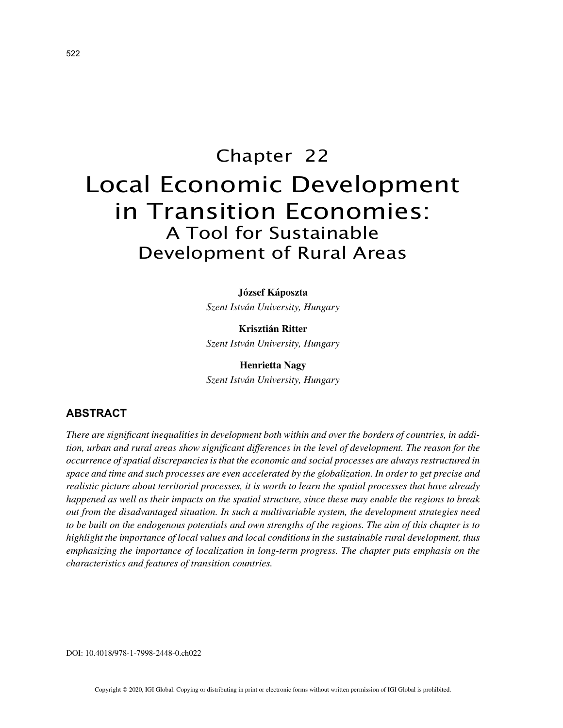# Chapter 22
# Local Economic Development in Transition Economies:
## A Tool for Sustainable Development of Rural Areas

**József Káposzta**
*Szent István University, Hungary*

**Krisztián Ritter**
*Szent István University, Hungary*

**Henrietta Nagy**
*Szent István University, Hungary*

## ABSTRACT

*There are significant inequalities in development both within and over the borders of countries, in addition, urban and rural areas show significant differences in the level of development. The reason for the occurrence of spatial discrepancies is that the economic and social processes are always restructured in space and time and such processes are even accelerated by the globalization. In order to get precise and realistic picture about territorial processes, it is worth to learn the spatial processes that have already happened as well as their impacts on the spatial structure, since these may enable the regions to break out from the disadvantaged situation. In such a multivariable system, the development strategies need to be built on the endogenous potentials and own strengths of the regions. The aim of this chapter is to highlight the importance of local values and local conditions in the sustainable rural development, thus emphasizing the importance of localization in long-term progress. The chapter puts emphasis on the characteristics and features of transition countries.*

DOI: 10.4018/978-1-7998-2448-0.ch022

Copyright © 2020, IGI Global. Copying or distributing in print or electronic forms without written permission of IGI Global is prohibited.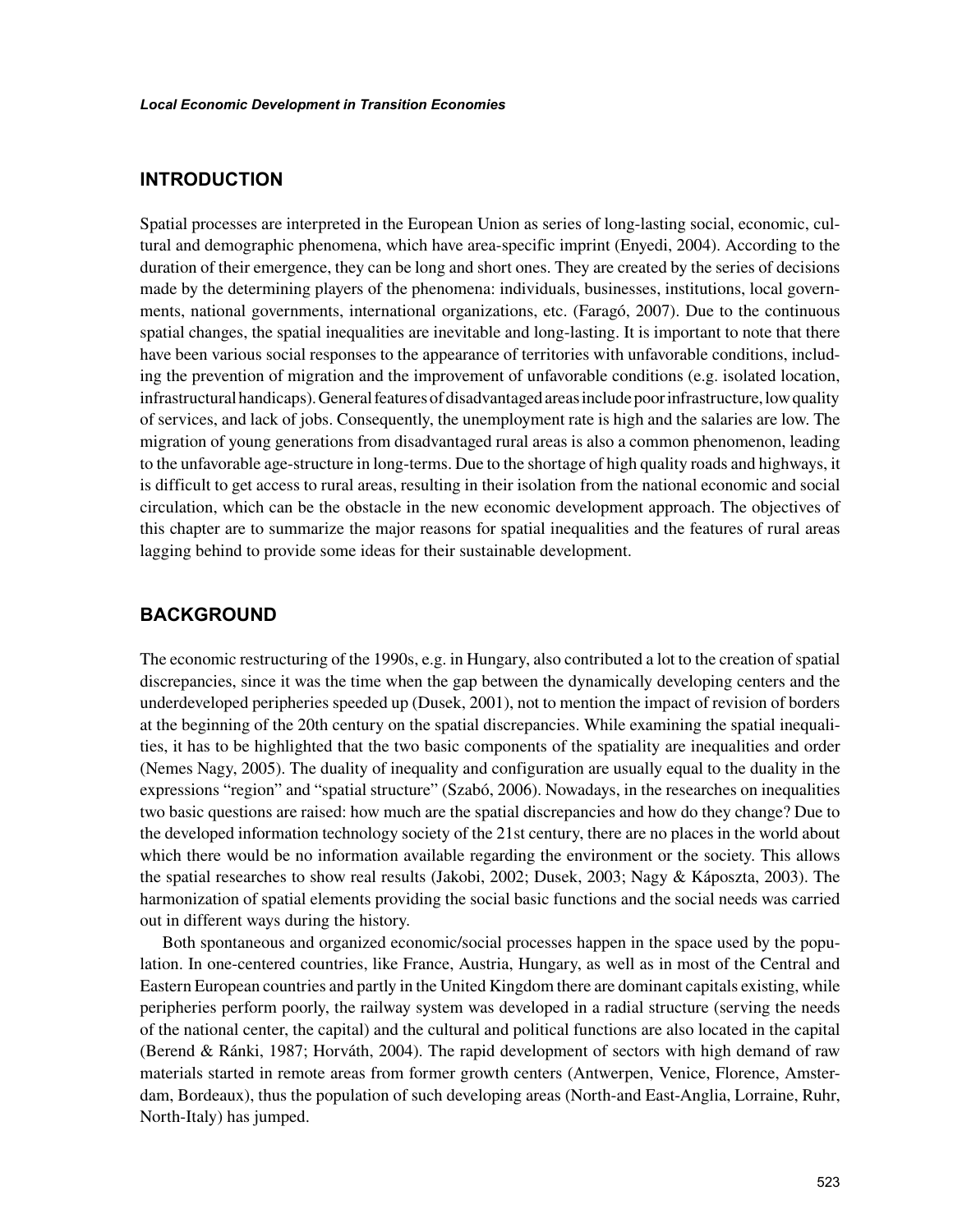## INTRODUCTION

Spatial processes are interpreted in the European Union as series of long-lasting social, economic, cultural and demographic phenomena, which have area-specific imprint (Enyedi, 2004). According to the duration of their emergence, they can be long and short ones. They are created by the series of decisions made by the determining players of the phenomena: individuals, businesses, institutions, local governments, national governments, international organizations, etc. (Faragó, 2007). Due to the continuous spatial changes, the spatial inequalities are inevitable and long-lasting. It is important to note that there have been various social responses to the appearance of territories with unfavorable conditions, including the prevention of migration and the improvement of unfavorable conditions (e.g. isolated location, infrastructural handicaps). General features of disadvantaged areas include poor infrastructure, low quality of services, and lack of jobs. Consequently, the unemployment rate is high and the salaries are low. The migration of young generations from disadvantaged rural areas is also a common phenomenon, leading to the unfavorable age-structure in long-terms. Due to the shortage of high quality roads and highways, it is difficult to get access to rural areas, resulting in their isolation from the national economic and social circulation, which can be the obstacle in the new economic development approach. The objectives of this chapter are to summarize the major reasons for spatial inequalities and the features of rural areas lagging behind to provide some ideas for their sustainable development.

## BACKGROUND

The economic restructuring of the 1990s, e.g. in Hungary, also contributed a lot to the creation of spatial discrepancies, since it was the time when the gap between the dynamically developing centers and the underdeveloped peripheries speeded up (Dusek, 2001), not to mention the impact of revision of borders at the beginning of the 20th century on the spatial discrepancies. While examining the spatial inequalities, it has to be highlighted that the two basic components of the spatiality are inequalities and order (Nemes Nagy, 2005). The duality of inequality and configuration are usually equal to the duality in the expressions "region" and "spatial structure" (Szabó, 2006). Nowadays, in the researches on inequalities two basic questions are raised: how much are the spatial discrepancies and how do they change? Due to the developed information technology society of the 21st century, there are no places in the world about which there would be no information available regarding the environment or the society. This allows the spatial researches to show real results (Jakobi, 2002; Dusek, 2003; Nagy & Káposzta, 2003). The harmonization of spatial elements providing the social basic functions and the social needs was carried out in different ways during the history.

Both spontaneous and organized economic/social processes happen in the space used by the population. In one-centered countries, like France, Austria, Hungary, as well as in most of the Central and Eastern European countries and partly in the United Kingdom there are dominant capitals existing, while peripheries perform poorly, the railway system was developed in a radial structure (serving the needs of the national center, the capital) and the cultural and political functions are also located in the capital (Berend & Ránki, 1987; Horváth, 2004). The rapid development of sectors with high demand of raw materials started in remote areas from former growth centers (Antwerpen, Venice, Florence, Amsterdam, Bordeaux), thus the population of such developing areas (North-and East-Anglia, Lorraine, Ruhr, North-Italy) has jumped.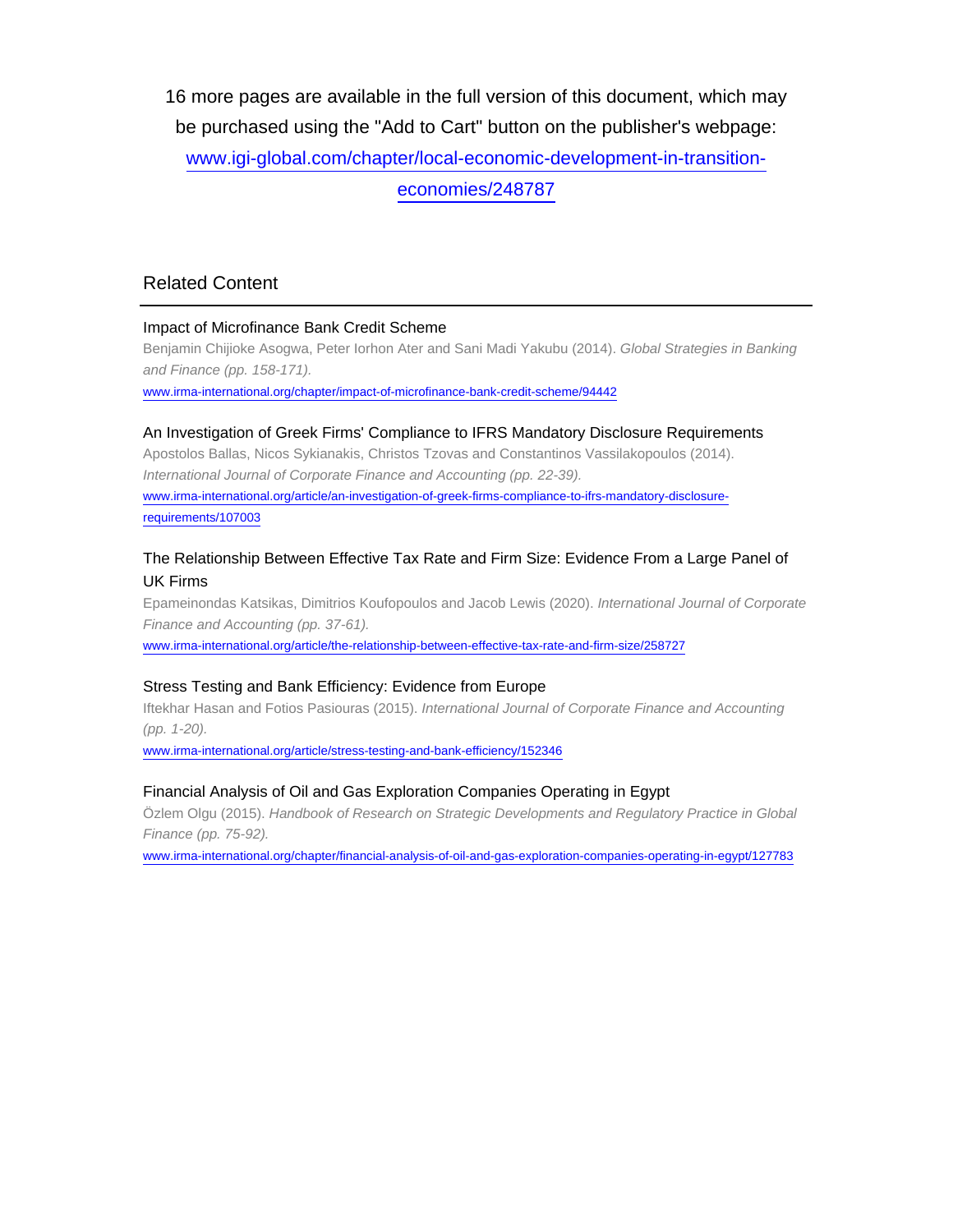16 more pages are available in the full version of this document, which may be purchased using the "Add to Cart" button on the publisher's webpage: [www.igi-global.com/chapter/local-economic-development-in-transition-economies/248787](www.igi-global.com/chapter/local-economic-development-in-transition-economies/248787)

## Related Content

**Impact of Microfinance Bank Credit Scheme**
Benjamin Chijioke Asogwa, Peter Iorhon Ater and Sani Madi Yakubu (2014). *Global Strategies in Banking and Finance (pp. 158-171).*
[www.irma-international.org/chapter/impact-of-microfinance-bank-credit-scheme/94442](www.irma-international.org/chapter/impact-of-microfinance-bank-credit-scheme/94442)

**An Investigation of Greek Firms' Compliance to IFRS Mandatory Disclosure Requirements**
Apostolos Ballas, Nicos Sykianakis, Christos Tzovas and Constantinos Vassilakopoulos (2014). *International Journal of Corporate Finance and Accounting (pp. 22-39).*
[www.irma-international.org/article/an-investigation-of-greek-firms-compliance-to-ifrs-mandatory-disclosure-requirements/107003](www.irma-international.org/article/an-investigation-of-greek-firms-compliance-to-ifrs-mandatory-disclosure-requirements/107003)

**The Relationship Between Effective Tax Rate and Firm Size: Evidence From a Large Panel of UK Firms**
Epameinondas Katsikas, Dimitrios Koufopoulos and Jacob Lewis (2020). *International Journal of Corporate Finance and Accounting (pp. 37-61).*
[www.irma-international.org/article/the-relationship-between-effective-tax-rate-and-firm-size/258727](www.irma-international.org/article/the-relationship-between-effective-tax-rate-and-firm-size/258727)

**Stress Testing and Bank Efficiency: Evidence from Europe**
Iftekhar Hasan and Fotios Pasiouras (2015). *International Journal of Corporate Finance and Accounting (pp. 1-20).*
[www.irma-international.org/article/stress-testing-and-bank-efficiency/152346](www.irma-international.org/article/stress-testing-and-bank-efficiency/152346)

**Financial Analysis of Oil and Gas Exploration Companies Operating in Egypt**
Özlem Olgu (2015). *Handbook of Research on Strategic Developments and Regulatory Practice in Global Finance (pp. 75-92).*
[www.irma-international.org/chapter/financial-analysis-of-oil-and-gas-exploration-companies-operating-in-egypt/127783](www.irma-international.org/chapter/financial-analysis-of-oil-and-gas-exploration-companies-operating-in-egypt/127783)